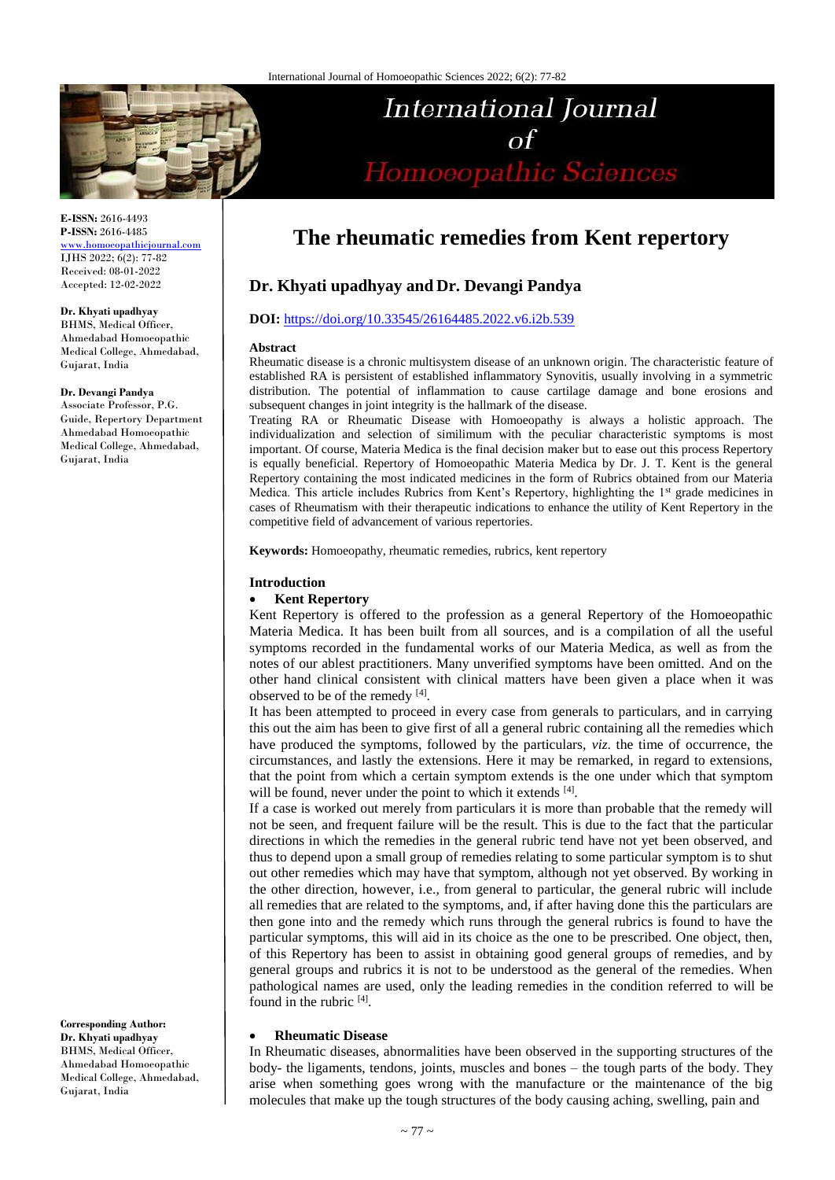**E-ISSN:** 2616-4493
**P-ISSN:** 2616-4485
www.homoeopathicjournal.com
IJHS 2022; 6(2): 77-82
Received: 08-01-2022
Accepted: 12-02-2022

**Dr. Khyati upadhyay**
BHMS, Medical Officer, Ahmedabad Homoeopathic Medical College, Ahmedabad, Gujarat, India

**Dr. Devangi Pandya**
Associate Professor, P.G. Guide, Repertory Department Ahmedabad Homoeopathic Medical College, Ahmedabad, Gujarat, India

**Corresponding Author:**
**Dr. Khyati upadhyay**
BHMS, Medical Officer, Ahmedabad Homoeopathic Medical College, Ahmedabad, Gujarat, India

# The rheumatic remedies from Kent repertory

## Dr. Khyati upadhyay and Dr. Devangi Pandya

**DOI:** https://doi.org/10.33545/26164485.2022.v6.i2b.539

### Abstract

Rheumatic disease is a chronic multisystem disease of an unknown origin. The characteristic feature of established RA is persistent of established inflammatory Synovitis, usually involving in a symmetric distribution. The potential of inflammation to cause cartilage damage and bone erosions and subsequent changes in joint integrity is the hallmark of the disease.

Treating RA or Rheumatic Disease with Homoeopathy is always a holistic approach. The individualization and selection of similimum with the peculiar characteristic symptoms is most important. Of course, Materia Medica is the final decision maker but to ease out this process Repertory is equally beneficial. Repertory of Homoeopathic Materia Medica by Dr. J. T. Kent is the general Repertory containing the most indicated medicines in the form of Rubrics obtained from our Materia Medica. This article includes Rubrics from Kent's Repertory, highlighting the 1st grade medicines in cases of Rheumatism with their therapeutic indications to enhance the utility of Kent Repertory in the competitive field of advancement of various repertories.

**Keywords:** Homoeopathy, rheumatic remedies, rubrics, kent repertory

### Introduction

- **Kent Repertory**

Kent Repertory is offered to the profession as a general Repertory of the Homoeopathic Materia Medica. It has been built from all sources, and is a compilation of all the useful symptoms recorded in the fundamental works of our Materia Medica, as well as from the notes of our ablest practitioners. Many unverified symptoms have been omitted. And on the other hand clinical consistent with clinical matters have been given a place when it was observed to be of the remedy [4].

It has been attempted to proceed in every case from generals to particulars, and in carrying this out the aim has been to give first of all a general rubric containing all the remedies which have produced the symptoms, followed by the particulars, *viz.* the time of occurrence, the circumstances, and lastly the extensions. Here it may be remarked, in regard to extensions, that the point from which a certain symptom extends is the one under which that symptom will be found, never under the point to which it extends [4].

If a case is worked out merely from particulars it is more than probable that the remedy will not be seen, and frequent failure will be the result. This is due to the fact that the particular directions in which the remedies in the general rubric tend have not yet been observed, and thus to depend upon a small group of remedies relating to some particular symptom is to shut out other remedies which may have that symptom, although not yet observed. By working in the other direction, however, i.e., from general to particular, the general rubric will include all remedies that are related to the symptoms, and, if after having done this the particulars are then gone into and the remedy which runs through the general rubrics is found to have the particular symptoms, this will aid in its choice as the one to be prescribed. One object, then, of this Repertory has been to assist in obtaining good general groups of remedies, and by general groups and rubrics it is not to be understood as the general of the remedies. When pathological names are used, only the leading remedies in the condition referred to will be found in the rubric [4].

- **Rheumatic Disease**

In Rheumatic diseases, abnormalities have been observed in the supporting structures of the body- the ligaments, tendons, joints, muscles and bones – the tough parts of the body. They arise when something goes wrong with the manufacture or the maintenance of the big molecules that make up the tough structures of the body causing aching, swelling, pain and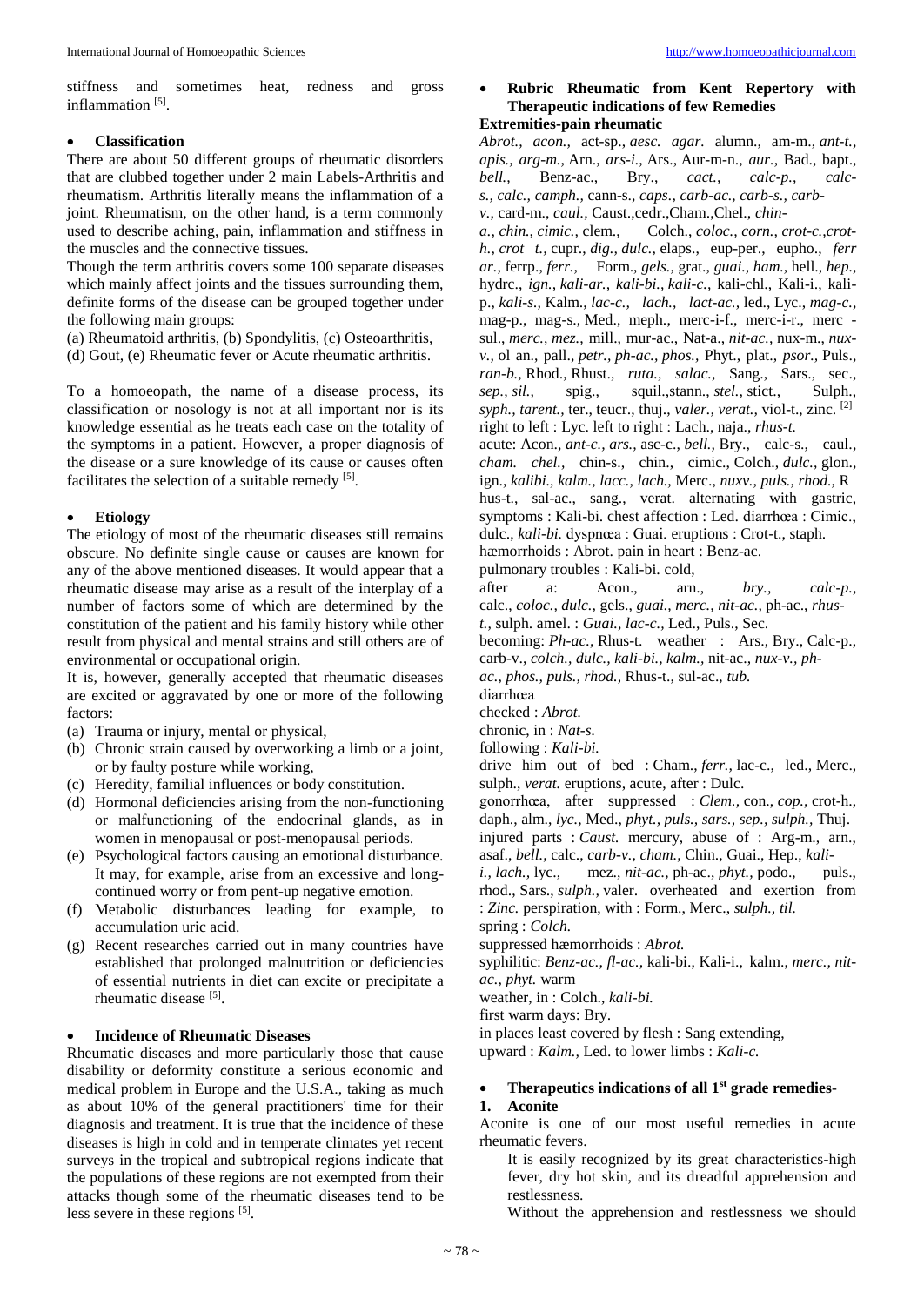stiffness and sometimes heat, redness and gross inflammation [5].

- **Classification**

There are about 50 different groups of rheumatic disorders that are clubbed together under 2 main Labels-Arthritis and rheumatism. Arthritis literally means the inflammation of a joint. Rheumatism, on the other hand, is a term commonly used to describe aching, pain, inflammation and stiffness in the muscles and the connective tissues.

Though the term arthritis covers some 100 separate diseases which mainly affect joints and the tissues surrounding them, definite forms of the disease can be grouped together under the following main groups:

(a) Rheumatoid arthritis, (b) Spondylitis, (c) Osteoarthritis,
(d) Gout, (e) Rheumatic fever or Acute rheumatic arthritis.

To a homoeopath, the name of a disease process, its classification or nosology is not at all important nor is its knowledge essential as he treats each case on the totality of the symptoms in a patient. However, a proper diagnosis of the disease or a sure knowledge of its cause or causes often facilitates the selection of a suitable remedy [5].

- **Etiology**

The etiology of most of the rheumatic diseases still remains obscure. No definite single cause or causes are known for any of the above mentioned diseases. It would appear that a rheumatic disease may arise as a result of the interplay of a number of factors some of which are determined by the constitution of the patient and his family history while other result from physical and mental strains and still others are of environmental or occupational origin.

It is, however, generally accepted that rheumatic diseases are excited or aggravated by one or more of the following factors:

(a) Trauma or injury, mental or physical,
(b) Chronic strain caused by overworking a limb or a joint, or by faulty posture while working,
(c) Heredity, familial influences or body constitution.
(d) Hormonal deficiencies arising from the non-functioning or malfunctioning of the endocrinal glands, as in women in menopausal or post-menopausal periods.
(e) Psychological factors causing an emotional disturbance. It may, for example, arise from an excessive and long-continued worry or from pent-up negative emotion.
(f) Metabolic disturbances leading for example, to accumulation uric acid.
(g) Recent researches carried out in many countries have established that prolonged malnutrition or deficiencies of essential nutrients in diet can excite or precipitate a rheumatic disease [5].

- **Incidence of Rheumatic Diseases**

Rheumatic diseases and more particularly those that cause disability or deformity constitute a serious economic and medical problem in Europe and the U.S.A., taking as much as about 10% of the general practitioners' time for their diagnosis and treatment. It is true that the incidence of these diseases is high in cold and in temperate climates yet recent surveys in the tropical and subtropical regions indicate that the populations of these regions are not exempted from their attacks though some of the rheumatic diseases tend to be less severe in these regions [5].

- **Rubric Rheumatic from Kent Repertory with Therapeutic indications of few Remedies**

**Extremities-pain rheumatic**

*Abrot., acon.,* act-sp., *aesc. agar.* alumn., am-m., *ant-t., apis., arg-m.,* Arn., *ars-i.,* Ars., Aur-m-n., *aur.,* Bad., bapt., *bell.,* Benz-ac., Bry., *cact., calc-p., calc-s., calc., camph.,* cann-s., *caps., carb-ac., carb-s., carb-v.,* card-m., *caul.,* Caust.,cedr.,Cham.,Chel., *chin-a., chin., cimic.,* clem., Colch., *coloc., corn., crot-c.,crot-h., crot t.,* cupr., *dig., dulc.,* elaps., eup-per., eupho., *ferr ar.,* ferrp., *ferr.,* Form., *gels.,* grat., *guai., ham.,* hell., *hep.,* hydrc., *ign., kali-ar., kali-bi., kali-c.,* kali-chl., Kali-i., kali-p., *kali-s.,* Kalm., *lac-c., lach., lact-ac.,* led., Lyc., *mag-c.,* mag-p., mag-s., Med., meph., merc-i-f., merc-i-r., merc -sul., *merc., mez.,* mill., mur-ac., Nat-a., *nit-ac.,* nux-m., *nux-v.,* ol an., pall., *petr., ph-ac., phos.,* Phyt., plat., *psor.,* Puls., *ran-b.,* Rhod., Rhust., *ruta., salac.,* Sang., Sars., sec., *sep., sil.,* spig., squil.,stann., *stel.,* stict., Sulph., *syph., tarent.,* ter., teucr., thuj., *valer., verat.,* viol-t., zinc. [2]

right to left : Lyc. left to right : Lach., naja., *rhus-t.*

acute: Acon., *ant-c., ars.,* asc-t., *bell.,* Bry., calc-s., caul., *cham. chel.,* chin-s., chin., cimic., Colch., *dulc.,* glon., ign., *kalibi., kalm., lacc., lach.,* Merc., *nuxv., puls., rhod.,* Rhus-t., sal-ac., sang., verat. alternating with gastric, symptoms : Kali-bi. chest affection : Led. diarrhœa : Cimic., dulc., *kali-bi.* dyspnœa : Guai. eruptions : Crot-t., staph. hæmorrhoids : Abrot. pain in heart : Benz-ac.

pulmonary troubles : Kali-bi. cold,

after a: Acon., arn., *bry., calc-p.,* calc., *coloc., dulc.,* gels., *guai., merc., nit-ac.,* ph-ac., *rhus-t.,* sulph. amel. : *Guai., lac-c.,* Led., Puls., Sec.

becoming: *Ph-ac.,* Rhus-t. weather : Ars., Bry., Calc-p., carb-v., *colch., dulc., kali-bi., kalm.,* nit-ac., *nux-v., ph-ac., phos., puls., rhod.,* Rhus-t., sul-ac., *tub.*

diarrhœa

checked : *Abrot.*

chronic, in : *Nat-s.*

following : *Kali-bi.*

drive him out of bed : Cham., *ferr.,* lac-c., led., Merc., sulph., *verat.* eruptions, acute, after : Dulc.

gonorrhœa, after suppressed : *Clem.,* con., *cop.,* crot-h., daph., alm., *lyc.,* Med., *phyt., puls., sars., sep., sulph.,* Thuj. injured parts : *Caust.* mercury, abuse of : Arg-m., arn., asaf., *bell.,* calc., *carb-v., cham.,* Chin., Guai., Hep., *kali-i., lach.,* lyc., mez., *nit-ac.,* ph-ac., *phyt.,* podo., puls., rhod., Sars., *sulph.,* valer. overheated and exertion from : *Zinc.* perspiration, with : Form., Merc., *sulph., til.*

spring : *Colch.*

suppressed hæmorrhoids : *Abrot.*

syphilitic: *Benz-ac., fl-ac.,* kali-bi., Kali-i., kalm., *merc., nit-ac., phyt.* warm

weather, in : Colch., *kali-bi.*

first warm days: Bry.

in places least covered by flesh : Sang extending,

upward : *Kalm.,* Led. to lower limbs : *Kali-c.*

- **Therapeutics indications of all 1st grade remedies-**

**1. Aconite**

Aconite is one of our most useful remedies in acute rheumatic fevers.

It is easily recognized by its great characteristics-high fever, dry hot skin, and its dreadful apprehension and restlessness.

Without the apprehension and restlessness we should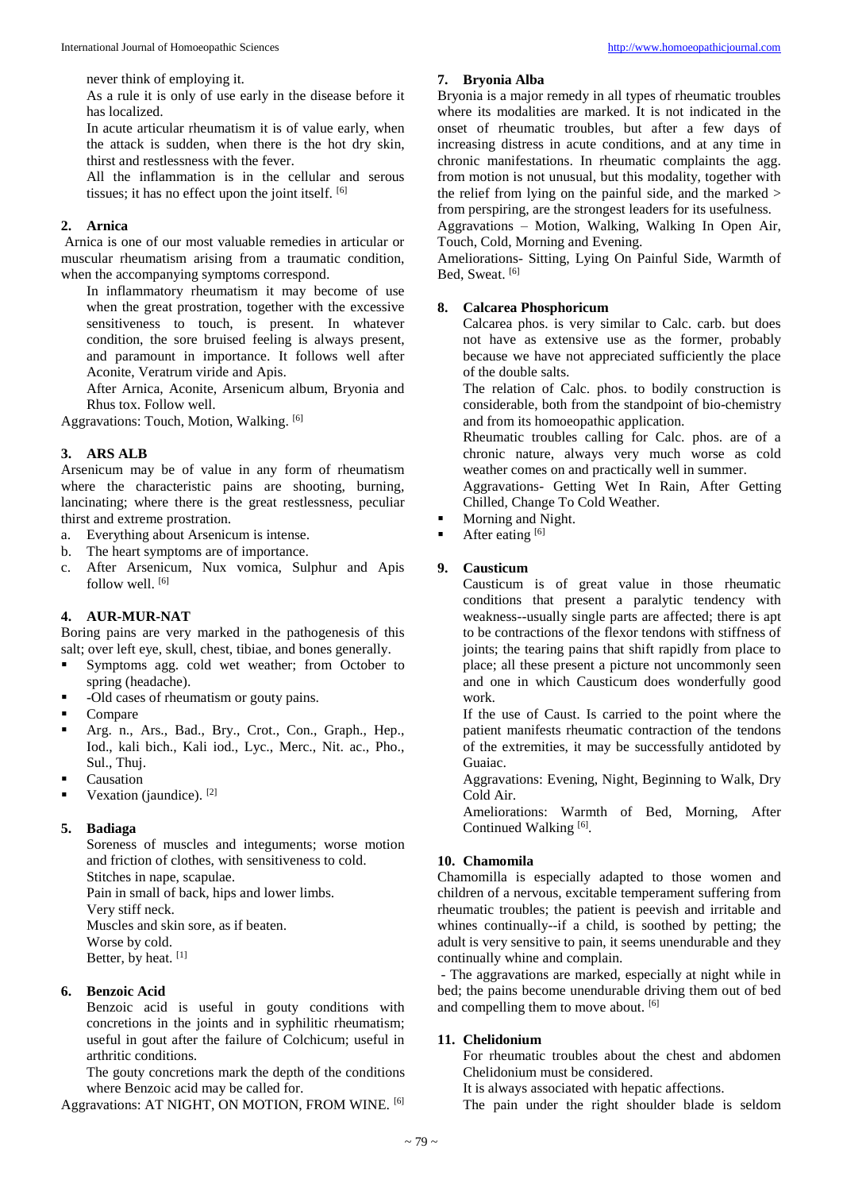never think of employing it.

As a rule it is only of use early in the disease before it has localized.

In acute articular rheumatism it is of value early, when the attack is sudden, when there is the hot dry skin, thirst and restlessness with the fever.

All the inflammation is in the cellular and serous tissues; it has no effect upon the joint itself. [6]

## 2. Arnica

Arnica is one of our most valuable remedies in articular or muscular rheumatism arising from a traumatic condition, when the accompanying symptoms correspond.

In inflammatory rheumatism it may become of use when the great prostration, together with the excessive sensitiveness to touch, is present. In whatever condition, the sore bruised feeling is always present, and paramount in importance. It follows well after Aconite, Veratrum viride and Apis.

After Arnica, Aconite, Arsenicum album, Bryonia and Rhus tox. Follow well.

Aggravations: Touch, Motion, Walking. [6]

## 3. ARS ALB

Arsenicum may be of value in any form of rheumatism where the characteristic pains are shooting, burning, lancinating; where there is the great restlessness, peculiar thirst and extreme prostration.

a. Everything about Arsenicum is intense.
b. The heart symptoms are of importance.
c. After Arsenicum, Nux vomica, Sulphur and Apis follow well. [6]

## 4. AUR-MUR-NAT

Boring pains are very marked in the pathogenesis of this salt; over left eye, skull, chest, tibiae, and bones generally.

- Symptoms agg. cold wet weather; from October to spring (headache).
- -Old cases of rheumatism or gouty pains.
- Compare
- Arg. n., Ars., Bad., Bry., Crot., Con., Graph., Hep., Iod., kali bich., Kali iod., Lyc., Merc., Nit. ac., Pho., Sul., Thuj.
- Causation
- Vexation (jaundice). [2]

## 5. Badiaga

Soreness of muscles and integuments; worse motion and friction of clothes, with sensitiveness to cold.

Stitches in nape, scapulae.

Pain in small of back, hips and lower limbs.

Very stiff neck.

Muscles and skin sore, as if beaten.

Worse by cold.

Better, by heat. [1]

## 6. Benzoic Acid

Benzoic acid is useful in gouty conditions with concretions in the joints and in syphilitic rheumatism; useful in gout after the failure of Colchicum; useful in arthritic conditions.

The gouty concretions mark the depth of the conditions where Benzoic acid may be called for.

Aggravations: AT NIGHT, ON MOTION, FROM WINE. [6]

## 7. Bryonia Alba

Bryonia is a major remedy in all types of rheumatic troubles where its modalities are marked. It is not indicated in the onset of rheumatic troubles, but after a few days of increasing distress in acute conditions, and at any time in chronic manifestations. In rheumatic complaints the agg. from motion is not unusual, but this modality, together with the relief from lying on the painful side, and the marked > from perspiring, are the strongest leaders for its usefulness.

Aggravations – Motion, Walking, Walking In Open Air, Touch, Cold, Morning and Evening.

Ameliorations- Sitting, Lying On Painful Side, Warmth of Bed, Sweat. [6]

## 8. Calcarea Phosphoricum

Calcarea phos. is very similar to Calc. carb. but does not have as extensive use as the former, probably because we have not appreciated sufficiently the place of the double salts.

The relation of Calc. phos. to bodily construction is considerable, both from the standpoint of bio-chemistry and from its homoeopathic application.

Rheumatic troubles calling for Calc. phos. are of a chronic nature, always very much worse as cold weather comes on and practically well in summer.

Aggravations- Getting Wet In Rain, After Getting Chilled, Change To Cold Weather.

- Morning and Night.
- After eating [6]

## 9. Causticum

Causticum is of great value in those rheumatic conditions that present a paralytic tendency with weakness--usually single parts are affected; there is apt to be contractions of the flexor tendons with stiffness of joints; the tearing pains that shift rapidly from place to place; all these present a picture not uncommonly seen and one in which Causticum does wonderfully good work.

If the use of Caust. Is carried to the point where the patient manifests rheumatic contraction of the tendons of the extremities, it may be successfully antidoted by Guaiac.

Aggravations: Evening, Night, Beginning to Walk, Dry Cold Air.

Ameliorations: Warmth of Bed, Morning, After Continued Walking [6].

## 10. Chamomila

Chamomilla is especially adapted to those women and children of a nervous, excitable temperament suffering from rheumatic troubles; the patient is peevish and irritable and whines continually--if a child, is soothed by petting; the adult is very sensitive to pain, it seems unendurable and they continually whine and complain.

- The aggravations are marked, especially at night while in bed; the pains become unendurable driving them out of bed and compelling them to move about. [6]

## 11. Chelidonium

For rheumatic troubles about the chest and abdomen Chelidonium must be considered.

It is always associated with hepatic affections.

The pain under the right shoulder blade is seldom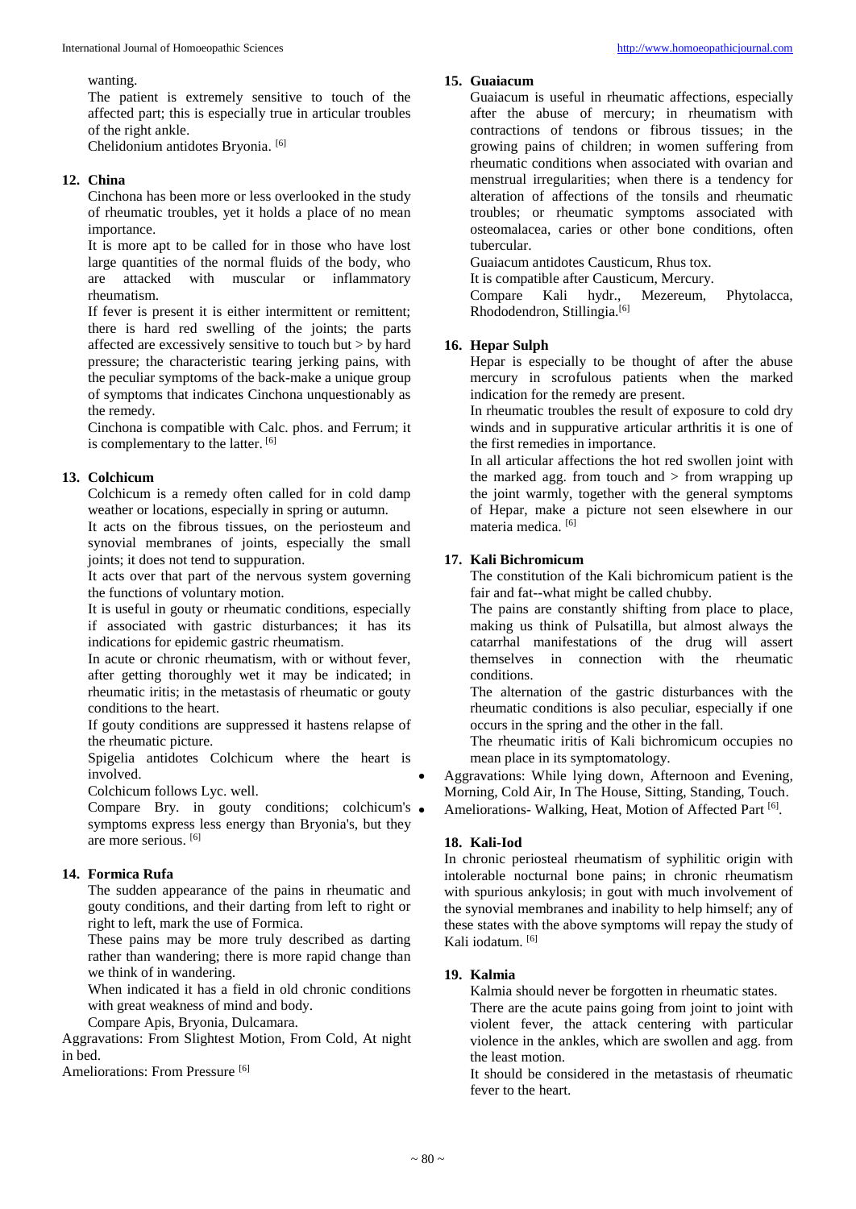wanting.

The patient is extremely sensitive to touch of the affected part; this is especially true in articular troubles of the right ankle.

Chelidonium antidotes Bryonia. [6]

### 12. China

Cinchona has been more or less overlooked in the study of rheumatic troubles, yet it holds a place of no mean importance.

It is more apt to be called for in those who have lost large quantities of the normal fluids of the body, who are attacked with muscular or inflammatory rheumatism.

If fever is present it is either intermittent or remittent; there is hard red swelling of the joints; the parts affected are excessively sensitive to touch but > by hard pressure; the characteristic tearing jerking pains, with the peculiar symptoms of the back-make a unique group of symptoms that indicates Cinchona unquestionably as the remedy.

Cinchona is compatible with Calc. phos. and Ferrum; it is complementary to the latter. [6]

### 13. Colchicum

Colchicum is a remedy often called for in cold damp weather or locations, especially in spring or autumn.

It acts on the fibrous tissues, on the periosteum and synovial membranes of joints, especially the small joints; it does not tend to suppuration.

It acts over that part of the nervous system governing the functions of voluntary motion.

It is useful in gouty or rheumatic conditions, especially if associated with gastric disturbances; it has its indications for epidemic gastric rheumatism.

In acute or chronic rheumatism, with or without fever, after getting thoroughly wet it may be indicated; in rheumatic iritis; in the metastasis of rheumatic or gouty conditions to the heart.

If gouty conditions are suppressed it hastens relapse of the rheumatic picture.

Spigelia antidotes Colchicum where the heart is involved.

Colchicum follows Lyc. well.

Compare Bry. in gouty conditions; colchicum's symptoms express less energy than Bryonia's, but they are more serious. [6]

### 14. Formica Rufa

The sudden appearance of the pains in rheumatic and gouty conditions, and their darting from left to right or right to left, mark the use of Formica.

These pains may be more truly described as darting rather than wandering; there is more rapid change than we think of in wandering.

When indicated it has a field in old chronic conditions with great weakness of mind and body.

Compare Apis, Bryonia, Dulcamara.

Aggravations: From Slightest Motion, From Cold, At night in bed.

Ameliorations: From Pressure [6]

### 15. Guaiacum

Guaiacum is useful in rheumatic affections, especially after the abuse of mercury; in rheumatism with contractions of tendons or fibrous tissues; in the growing pains of children; in women suffering from rheumatic conditions when associated with ovarian and menstrual irregularities; when there is a tendency for alteration of affections of the tonsils and rheumatic troubles; or rheumatic symptoms associated with osteomalacea, caries or other bone conditions, often tubercular.

Guaiacum antidotes Causticum, Rhus tox.

It is compatible after Causticum, Mercury.

Compare Kali hydr., Mezereum, Phytolacca, Rhododendron, Stillingia.[6]

### 16. Hepar Sulph

Hepar is especially to be thought of after the abuse mercury in scrofulous patients when the marked indication for the remedy are present.

In rheumatic troubles the result of exposure to cold dry winds and in suppurative articular arthritis it is one of the first remedies in importance.

In all articular affections the hot red swollen joint with the marked agg. from touch and > from wrapping up the joint warmly, together with the general symptoms of Hepar, make a picture not seen elsewhere in our materia medica. [6]

### 17. Kali Bichromicum

The constitution of the Kali bichromicum patient is the fair and fat--what might be called chubby.

The pains are constantly shifting from place to place, making us think of Pulsatilla, but almost always the catarrhal manifestations of the drug will assert themselves in connection with the rheumatic conditions.

The alternation of the gastric disturbances with the rheumatic conditions is also peculiar, especially if one occurs in the spring and the other in the fall.

The rheumatic iritis of Kali bichromicum occupies no mean place in its symptomatology.

- Aggravations: While lying down, Afternoon and Evening, Morning, Cold Air, In The House, Sitting, Standing, Touch.
- Ameliorations- Walking, Heat, Motion of Affected Part [6].

### 18. Kali-Iod

In chronic periosteal rheumatism of syphilitic origin with intolerable nocturnal bone pains; in chronic rheumatism with spurious ankylosis; in gout with much involvement of the synovial membranes and inability to help himself; any of these states with the above symptoms will repay the study of Kali iodatum. [6]

### 19. Kalmia

Kalmia should never be forgotten in rheumatic states.

There are the acute pains going from joint to joint with violent fever, the attack centering with particular violence in the ankles, which are swollen and agg. from the least motion.

It should be considered in the metastasis of rheumatic fever to the heart.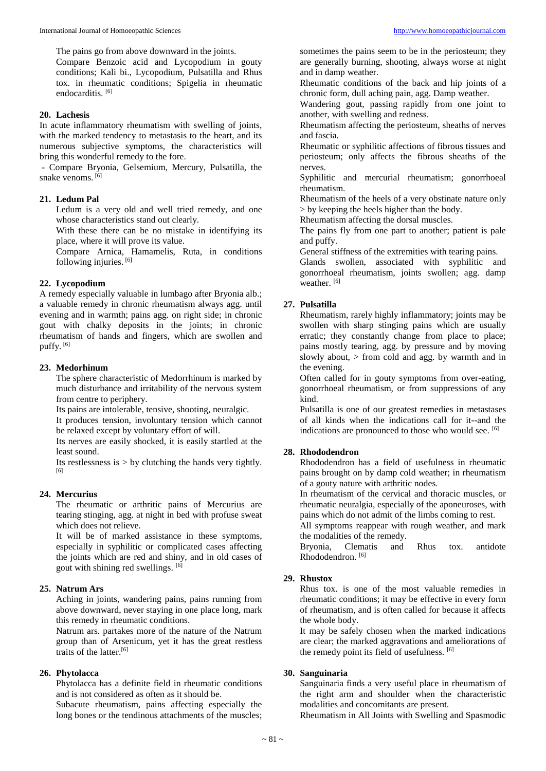The pains go from above downward in the joints.

Compare Benzoic acid and Lycopodium in gouty conditions; Kali bi., Lycopodium, Pulsatilla and Rhus tox. in rheumatic conditions; Spigelia in rheumatic endocarditis. [6]

### 20. Lachesis

In acute inflammatory rheumatism with swelling of joints, with the marked tendency to metastasis to the heart, and its numerous subjective symptoms, the characteristics will bring this wonderful remedy to the fore.

- Compare Bryonia, Gelsemium, Mercury, Pulsatilla, the snake venoms. [6]

### 21. Ledum Pal

Ledum is a very old and well tried remedy, and one whose characteristics stand out clearly.

With these there can be no mistake in identifying its place, where it will prove its value.

Compare Arnica, Hamamelis, Ruta, in conditions following injuries. [6]

### 22. Lycopodium

A remedy especially valuable in lumbago after Bryonia alb.; a valuable remedy in chronic rheumatism always agg. until evening and in warmth; pains agg. on right side; in chronic gout with chalky deposits in the joints; in chronic rheumatism of hands and fingers, which are swollen and puffy. [6]

### 23. Medorhinum

The sphere characteristic of Medorrhinum is marked by much disturbance and irritability of the nervous system from centre to periphery.

Its pains are intolerable, tensive, shooting, neuralgic.

It produces tension, involuntary tension which cannot be relaxed except by voluntary effort of will.

Its nerves are easily shocked, it is easily startled at the least sound.

Its restlessness is > by clutching the hands very tightly. [6]

### 24. Mercurius

The rheumatic or arthritic pains of Mercurius are tearing stinging, agg. at night in bed with profuse sweat which does not relieve.

It will be of marked assistance in these symptoms, especially in syphilitic or complicated cases affecting the joints which are red and shiny, and in old cases of gout with shining red swellings. [6]

### 25. Natrum Ars

Aching in joints, wandering pains, pains running from above downward, never staying in one place long, mark this remedy in rheumatic conditions.

Natrum ars. partakes more of the nature of the Natrum group than of Arsenicum, yet it has the great restless traits of the latter.[6]

### 26. Phytolacca

Phytolacca has a definite field in rheumatic conditions and is not considered as often as it should be.

Subacute rheumatism, pains affecting especially the long bones or the tendinous attachments of the muscles; sometimes the pains seem to be in the periosteum; they are generally burning, shooting, always worse at night and in damp weather.

Rheumatic conditions of the back and hip joints of a chronic form, dull aching pain, agg. Damp weather.

Wandering gout, passing rapidly from one joint to another, with swelling and redness.

Rheumatism affecting the periosteum, sheaths of nerves and fascia.

Rheumatic or syphilitic affections of fibrous tissues and periosteum; only affects the fibrous sheaths of the nerves.

Syphilitic and mercurial rheumatism; gonorrhoeal rheumatism.

Rheumatism of the heels of a very obstinate nature only > by keeping the heels higher than the body.

Rheumatism affecting the dorsal muscles.

The pains fly from one part to another; patient is pale and puffy.

General stiffness of the extremities with tearing pains.

Glands swollen, associated with syphilitic and gonorrhoeal rheumatism, joints swollen; agg. damp weather. [6]

### 27. Pulsatilla

Rheumatism, rarely highly inflammatory; joints may be swollen with sharp stinging pains which are usually erratic; they constantly change from place to place; pains mostly tearing, agg. by pressure and by moving slowly about, > from cold and agg. by warmth and in the evening.

Often called for in gouty symptoms from over-eating, gonorrhoeal rheumatism, or from suppressions of any kind.

Pulsatilla is one of our greatest remedies in metastases of all kinds when the indications call for it--and the indications are pronounced to those who would see. [6]

### 28. Rhododendron

Rhododendron has a field of usefulness in rheumatic pains brought on by damp cold weather; in rheumatism of a gouty nature with arthritic nodes.

In rheumatism of the cervical and thoracic muscles, or rheumatic neuralgia, especially of the aponeuroses, with pains which do not admit of the limbs coming to rest.

All symptoms reappear with rough weather, and mark the modalities of the remedy.

Bryonia, Clematis and Rhus tox. antidote Rhododendron. [6]

### 29. Rhustox

Rhus tox. is one of the most valuable remedies in rheumatic conditions; it may be effective in every form of rheumatism, and is often called for because it affects the whole body.

It may be safely chosen when the marked indications are clear; the marked aggravations and ameliorations of the remedy point its field of usefulness. [6]

### 30. Sanguinaria

Sanguinaria finds a very useful place in rheumatism of the right arm and shoulder when the characteristic modalities and concomitants are present.

Rheumatism in All Joints with Swelling and Spasmodic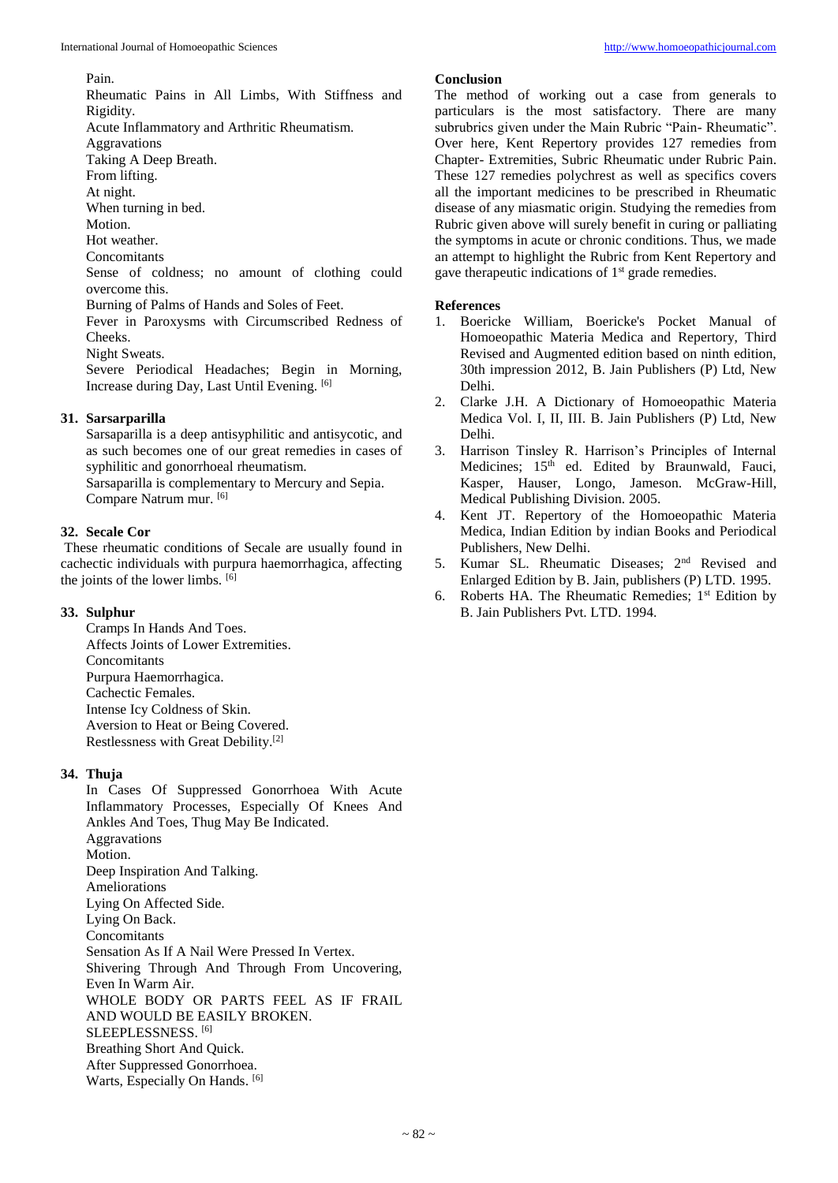Pain.

Rheumatic Pains in All Limbs, With Stiffness and Rigidity.

Acute Inflammatory and Arthritic Rheumatism.

Aggravations

Taking A Deep Breath.

From lifting.

At night.

When turning in bed.

Motion.

Hot weather.

Concomitants

Sense of coldness; no amount of clothing could overcome this.

Burning of Palms of Hands and Soles of Feet.

Fever in Paroxysms with Circumscribed Redness of Cheeks.

Night Sweats.

Severe Periodical Headaches; Begin in Morning, Increase during Day, Last Until Evening. [6]

**31. Sarsarparilla**

Sarsaparilla is a deep antisyphilitic and antisycotic, and as such becomes one of our great remedies in cases of syphilitic and gonorrhoeal rheumatism.

Sarsaparilla is complementary to Mercury and Sepia. Compare Natrum mur. [6]

**32. Secale Cor**

These rheumatic conditions of Secale are usually found in cachectic individuals with purpura haemorrhagica, affecting the joints of the lower limbs. [6]

**33. Sulphur**

Cramps In Hands And Toes.

Affects Joints of Lower Extremities.

Concomitants

Purpura Haemorrhagica.

Cachectic Females.

Intense Icy Coldness of Skin.

Aversion to Heat or Being Covered.

Restlessness with Great Debility.[2]

**34. Thuja**

In Cases Of Suppressed Gonorrhoea With Acute Inflammatory Processes, Especially Of Knees And Ankles And Toes, Thug May Be Indicated.

Aggravations

Motion.

Deep Inspiration And Talking.

Ameliorations

Lying On Affected Side.

Lying On Back.

Concomitants

Sensation As If A Nail Were Pressed In Vertex.

Shivering Through And Through From Uncovering, Even In Warm Air.

WHOLE BODY OR PARTS FEEL AS IF FRAIL AND WOULD BE EASILY BROKEN.

SLEEPLESSNESS. [6]

Breathing Short And Quick.

After Suppressed Gonorrhoea.

Warts, Especially On Hands. [6]

## Conclusion

The method of working out a case from generals to particulars is the most satisfactory. There are many subrubrics given under the Main Rubric "Pain- Rheumatic". Over here, Kent Repertory provides 127 remedies from Chapter- Extremities, Subric Rheumatic under Rubric Pain. These 127 remedies polychrest as well as specifics covers all the important medicines to be prescribed in Rheumatic disease of any miasmatic origin. Studying the remedies from Rubric given above will surely benefit in curing or palliating the symptoms in acute or chronic conditions. Thus, we made an attempt to highlight the Rubric from Kent Repertory and gave therapeutic indications of 1st grade remedies.

## References

1. Boericke William, Boericke's Pocket Manual of Homoeopathic Materia Medica and Repertory, Third Revised and Augmented edition based on ninth edition, 30th impression 2012, B. Jain Publishers (P) Ltd, New Delhi.
2. Clarke J.H. A Dictionary of Homoeopathic Materia Medica Vol. I, II, III. B. Jain Publishers (P) Ltd, New Delhi.
3. Harrison Tinsley R. Harrison's Principles of Internal Medicines; 15th ed. Edited by Braunwald, Fauci, Kasper, Hauser, Longo, Jameson. McGraw-Hill, Medical Publishing Division. 2005.
4. Kent JT. Repertory of the Homoeopathic Materia Medica, Indian Edition by indian Books and Periodical Publishers, New Delhi.
5. Kumar SL. Rheumatic Diseases; 2nd Revised and Enlarged Edition by B. Jain, publishers (P) LTD. 1995.
6. Roberts HA. The Rheumatic Remedies; 1st Edition by B. Jain Publishers Pvt. LTD. 1994.